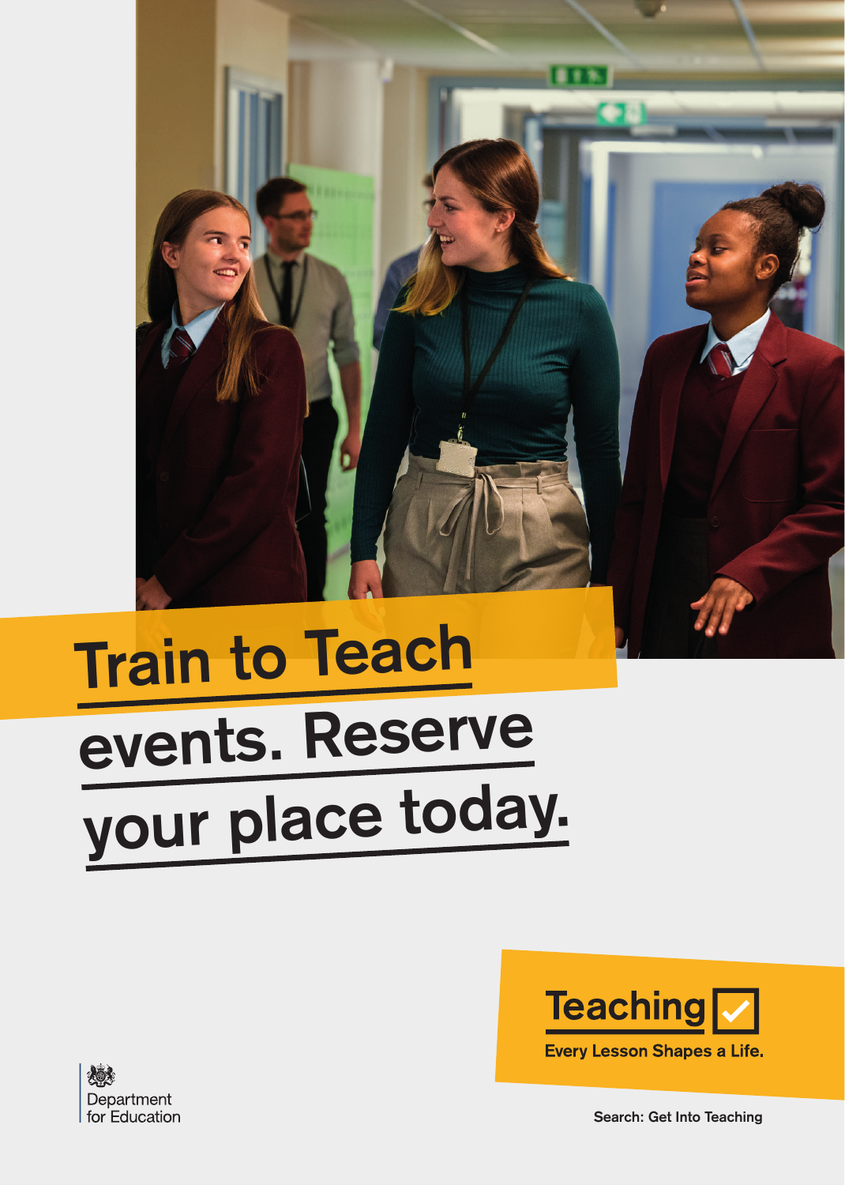# Train to Teach events. Reserve your place today.

**Teaching**

Every Lesson Shapes a Life.

Department for Education

Search: Get Into Teaching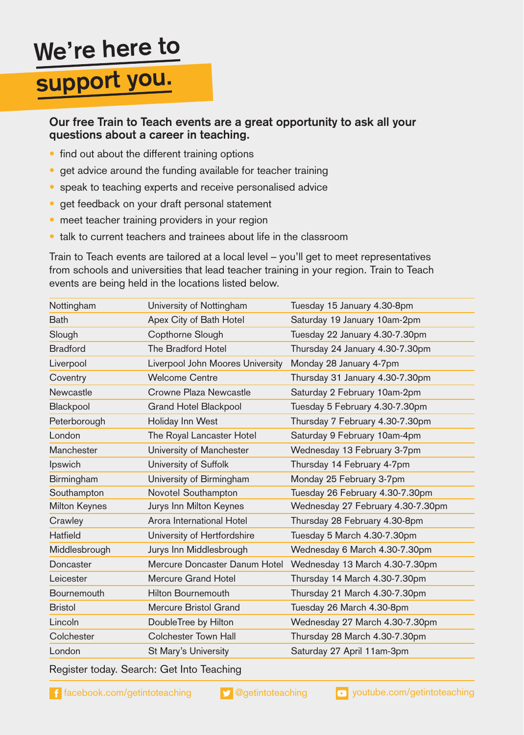# We're here to support you.

**Our free Train to Teach events are a great opportunity to ask all your questions about a career in teaching.**

- find out about the different training options
- get advice around the funding available for teacher training
- speak to teaching experts and receive personalised advice
- get feedback on your draft personal statement
- meet teacher training providers in your region
- talk to current teachers and trainees about life in the classroom

Train to Teach events are tailored at a local level – you'll get to meet representatives from schools and universities that lead teacher training in your region. Train to Teach events are being held in the locations listed below.

| | | |
|---|---|---|
| Nottingham | University of Nottingham | Tuesday 15 January 4.30-8pm |
| Bath | Apex City of Bath Hotel | Saturday 19 January 10am-2pm |
| Slough | Copthorne Slough | Tuesday 22 January 4.30-7.30pm |
| Bradford | The Bradford Hotel | Thursday 24 January 4.30-7.30pm |
| Liverpool | Liverpool John Moores University | Monday 28 January 4-7pm |
| Coventry | Welcome Centre | Thursday 31 January 4.30-7.30pm |
| Newcastle | Crowne Plaza Newcastle | Saturday 2 February 10am-2pm |
| Blackpool | Grand Hotel Blackpool | Tuesday 5 February 4.30-7.30pm |
| Peterborough | Holiday Inn West | Thursday 7 February 4.30-7.30pm |
| London | The Royal Lancaster Hotel | Saturday 9 February 10am-4pm |
| Manchester | University of Manchester | Wednesday 13 February 3-7pm |
| Ipswich | University of Suffolk | Thursday 14 February 4-7pm |
| Birmingham | University of Birmingham | Monday 25 February 3-7pm |
| Southampton | Novotel Southampton | Tuesday 26 February 4.30-7.30pm |
| Milton Keynes | Jurys Inn Milton Keynes | Wednesday 27 February 4.30-7.30pm |
| Crawley | Arora International Hotel | Thursday 28 February 4.30-8pm |
| Hatfield | University of Hertfordshire | Tuesday 5 March 4.30-7.30pm |
| Middlesbrough | Jurys Inn Middlesbrough | Wednesday 6 March 4.30-7.30pm |
| Doncaster | Mercure Doncaster Danum Hotel | Wednesday 13 March 4.30-7.30pm |
| Leicester | Mercure Grand Hotel | Thursday 14 March 4.30-7.30pm |
| Bournemouth | Hilton Bournemouth | Thursday 21 March 4.30-7.30pm |
| Bristol | Mercure Bristol Grand | Tuesday 26 March 4.30-8pm |
| Lincoln | DoubleTree by Hilton | Wednesday 27 March 4.30-7.30pm |
| Colchester | Colchester Town Hall | Thursday 28 March 4.30-7.30pm |
| London | St Mary's University | Saturday 27 April 11am-3pm |

Register today. Search: Get Into Teaching

facebook.com/getintoteaching @getintoteaching youtube.com/getintoteaching